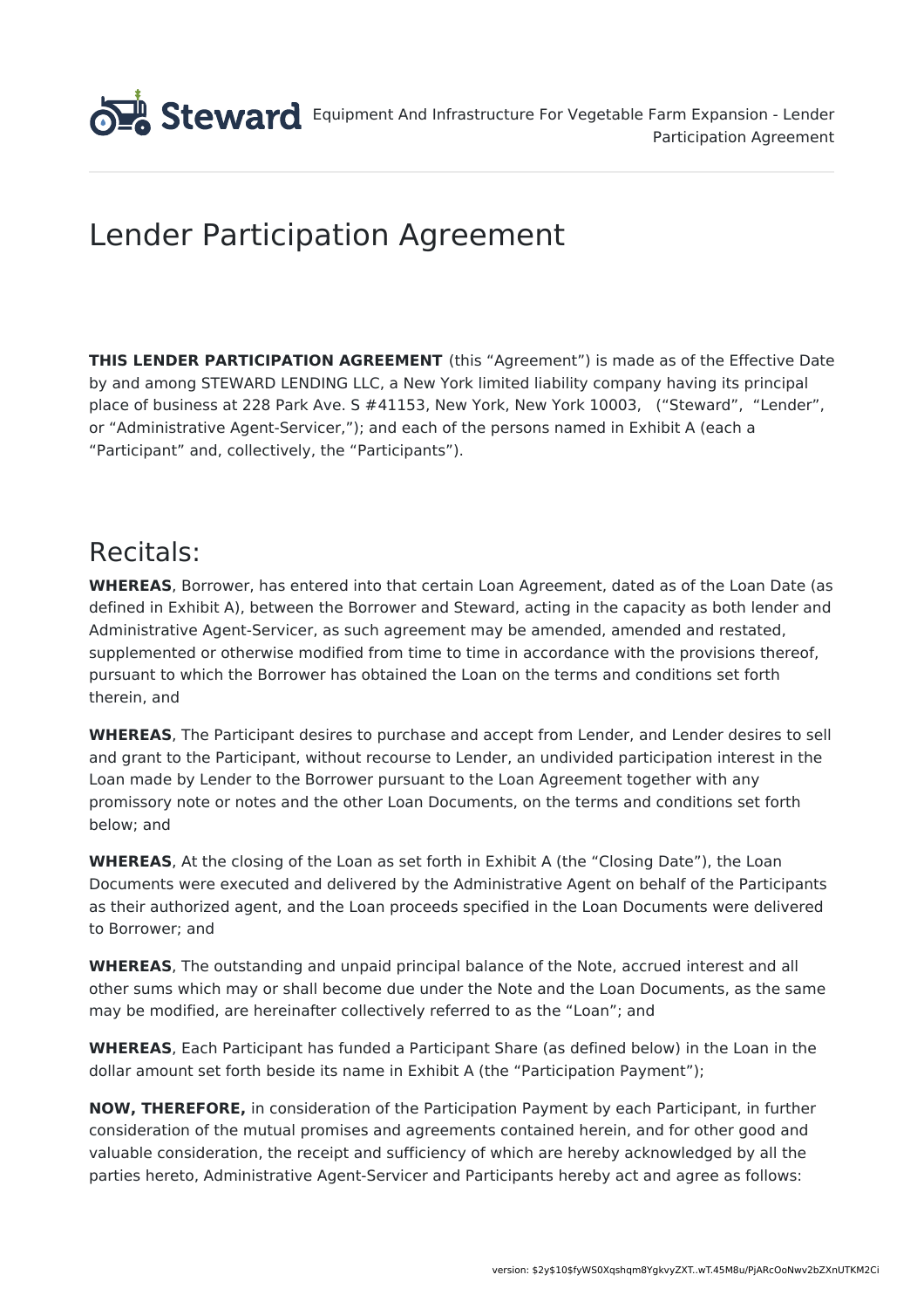# Lender Participation Agreement

**THIS LENDER PARTICIPATION AGREEMENT** (this "Agreement") is made as of the Effective Date by and among STEWARD LENDING LLC, a New York limited liability company having its principal place of business at 228 Park Ave. S #41153, New York, New York 10003, ("Steward", "Lender", or "Administrative Agent-Servicer,"); and each of the persons named in Exhibit A (each a "Participant" and, collectively, the "Participants").

## Recitals:

**WHEREAS**, Borrower, has entered into that certain Loan Agreement, dated as of the Loan Date (as defined in Exhibit A), between the Borrower and Steward, acting in the capacity as both lender and Administrative Agent-Servicer, as such agreement may be amended, amended and restated, supplemented or otherwise modified from time to time in accordance with the provisions thereof, pursuant to which the Borrower has obtained the Loan on the terms and conditions set forth therein, and

**WHEREAS**, The Participant desires to purchase and accept from Lender, and Lender desires to sell and grant to the Participant, without recourse to Lender, an undivided participation interest in the Loan made by Lender to the Borrower pursuant to the Loan Agreement together with any promissory note or notes and the other Loan Documents, on the terms and conditions set forth below; and

**WHEREAS**, At the closing of the Loan as set forth in Exhibit A (the "Closing Date"), the Loan Documents were executed and delivered by the Administrative Agent on behalf of the Participants as their authorized agent, and the Loan proceeds specified in the Loan Documents were delivered to Borrower; and

**WHEREAS**, The outstanding and unpaid principal balance of the Note, accrued interest and all other sums which may or shall become due under the Note and the Loan Documents, as the same may be modified, are hereinafter collectively referred to as the "Loan"; and

**WHEREAS**, Each Participant has funded a Participant Share (as defined below) in the Loan in the dollar amount set forth beside its name in Exhibit A (the "Participation Payment");

**NOW, THEREFORE,** in consideration of the Participation Payment by each Participant, in further consideration of the mutual promises and agreements contained herein, and for other good and valuable consideration, the receipt and sufficiency of which are hereby acknowledged by all the parties hereto, Administrative Agent-Servicer and Participants hereby act and agree as follows: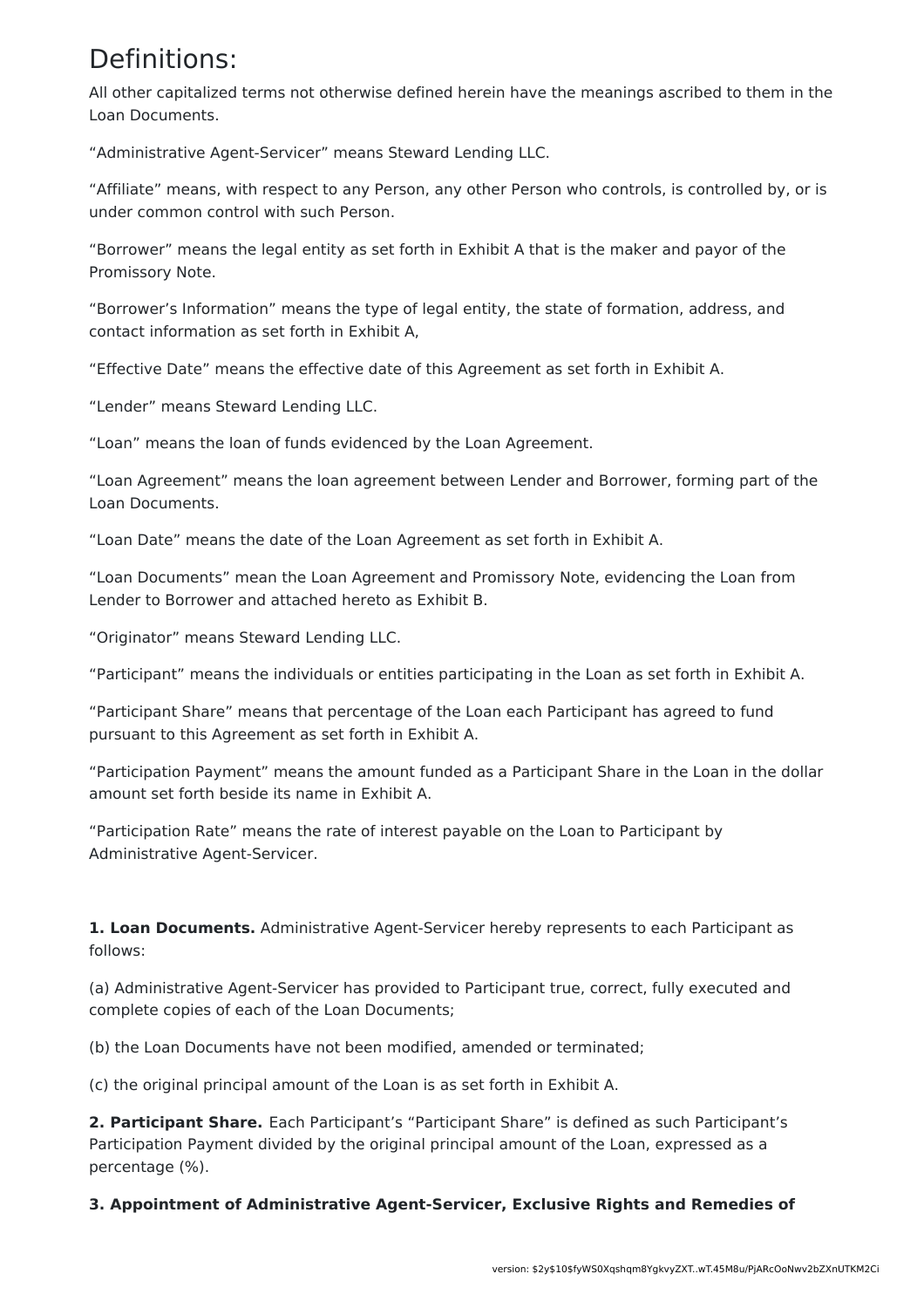# Definitions:

All other capitalized terms not otherwise defined herein have the meanings ascribed to them in the Loan Documents.

"Administrative Agent-Servicer" means Steward Lending LLC.

"Affiliate" means, with respect to any Person, any other Person who controls, is controlled by, or is under common control with such Person.

"Borrower" means the legal entity as set forth in Exhibit A that is the maker and payor of the Promissory Note.

"Borrower's Information" means the type of legal entity, the state of formation, address, and contact information as set forth in Exhibit A,

"Effective Date" means the effective date of this Agreement as set forth in Exhibit A.

"Lender" means Steward Lending LLC.

"Loan" means the loan of funds evidenced by the Loan Agreement.

"Loan Agreement" means the loan agreement between Lender and Borrower, forming part of the Loan Documents.

"Loan Date" means the date of the Loan Agreement as set forth in Exhibit A.

"Loan Documents" mean the Loan Agreement and Promissory Note, evidencing the Loan from Lender to Borrower and attached hereto as Exhibit B.

"Originator" means Steward Lending LLC.

"Participant" means the individuals or entities participating in the Loan as set forth in Exhibit A.

"Participant Share" means that percentage of the Loan each Participant has agreed to fund pursuant to this Agreement as set forth in Exhibit A.

"Participation Payment" means the amount funded as a Participant Share in the Loan in the dollar amount set forth beside its name in Exhibit A.

"Participation Rate" means the rate of interest payable on the Loan to Participant by Administrative Agent-Servicer.

**1. Loan Documents.** Administrative Agent-Servicer hereby represents to each Participant as follows:

(a) Administrative Agent-Servicer has provided to Participant true, correct, fully executed and complete copies of each of the Loan Documents;

(b) the Loan Documents have not been modified, amended or terminated;

(c) the original principal amount of the Loan is as set forth in Exhibit A.

**2. Participant Share.** Each Participant's "Participant Share" is defined as such Participant's Participation Payment divided by the original principal amount of the Loan, expressed as a percentage (%).

**3. Appointment of Administrative Agent-Servicer, Exclusive Rights and Remedies of**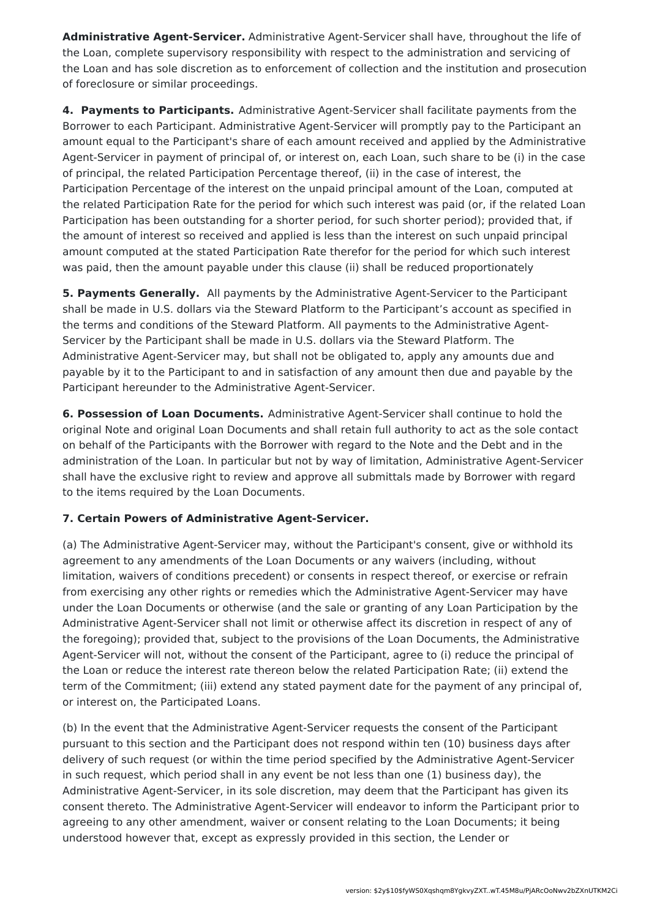**Administrative Agent-Servicer.** Administrative Agent-Servicer shall have, throughout the life of the Loan, complete supervisory responsibility with respect to the administration and servicing of the Loan and has sole discretion as to enforcement of collection and the institution and prosecution of foreclosure or similar proceedings.

**4. Payments to Participants.** Administrative Agent-Servicer shall facilitate payments from the Borrower to each Participant. Administrative Agent-Servicer will promptly pay to the Participant an amount equal to the Participant's share of each amount received and applied by the Administrative Agent-Servicer in payment of principal of, or interest on, each Loan, such share to be (i) in the case of principal, the related Participation Percentage thereof, (ii) in the case of interest, the Participation Percentage of the interest on the unpaid principal amount of the Loan, computed at the related Participation Rate for the period for which such interest was paid (or, if the related Loan Participation has been outstanding for a shorter period, for such shorter period); provided that, if the amount of interest so received and applied is less than the interest on such unpaid principal amount computed at the stated Participation Rate therefor for the period for which such interest was paid, then the amount payable under this clause (ii) shall be reduced proportionately

**5. Payments Generally.** All payments by the Administrative Agent-Servicer to the Participant shall be made in U.S. dollars via the Steward Platform to the Participant's account as specified in the terms and conditions of the Steward Platform. All payments to the Administrative Agent-Servicer by the Participant shall be made in U.S. dollars via the Steward Platform. The Administrative Agent-Servicer may, but shall not be obligated to, apply any amounts due and payable by it to the Participant to and in satisfaction of any amount then due and payable by the Participant hereunder to the Administrative Agent-Servicer.

**6. Possession of Loan Documents.** Administrative Agent-Servicer shall continue to hold the original Note and original Loan Documents and shall retain full authority to act as the sole contact on behalf of the Participants with the Borrower with regard to the Note and the Debt and in the administration of the Loan. In particular but not by way of limitation, Administrative Agent-Servicer shall have the exclusive right to review and approve all submittals made by Borrower with regard to the items required by the Loan Documents.

**7. Certain Powers of Administrative Agent-Servicer.**

(a) The Administrative Agent-Servicer may, without the Participant's consent, give or withhold its agreement to any amendments of the Loan Documents or any waivers (including, without limitation, waivers of conditions precedent) or consents in respect thereof, or exercise or refrain from exercising any other rights or remedies which the Administrative Agent-Servicer may have under the Loan Documents or otherwise (and the sale or granting of any Loan Participation by the Administrative Agent-Servicer shall not limit or otherwise affect its discretion in respect of any of the foregoing); provided that, subject to the provisions of the Loan Documents, the Administrative Agent-Servicer will not, without the consent of the Participant, agree to (i) reduce the principal of the Loan or reduce the interest rate thereon below the related Participation Rate; (ii) extend the term of the Commitment; (iii) extend any stated payment date for the payment of any principal of, or interest on, the Participated Loans.

(b) In the event that the Administrative Agent-Servicer requests the consent of the Participant pursuant to this section and the Participant does not respond within ten (10) business days after delivery of such request (or within the time period specified by the Administrative Agent-Servicer in such request, which period shall in any event be not less than one (1) business day), the Administrative Agent-Servicer, in its sole discretion, may deem that the Participant has given its consent thereto. The Administrative Agent-Servicer will endeavor to inform the Participant prior to agreeing to any other amendment, waiver or consent relating to the Loan Documents; it being understood however that, except as expressly provided in this section, the Lender or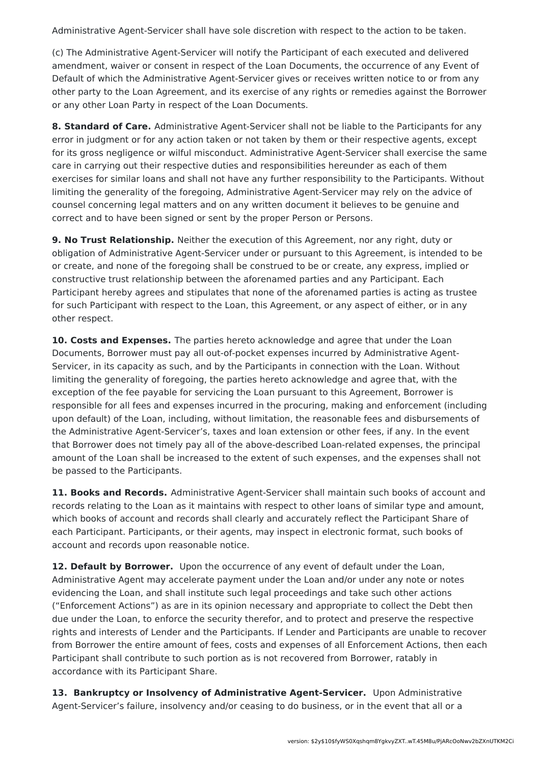Administrative Agent-Servicer shall have sole discretion with respect to the action to be taken.

(c) The Administrative Agent-Servicer will notify the Participant of each executed and delivered amendment, waiver or consent in respect of the Loan Documents, the occurrence of any Event of Default of which the Administrative Agent-Servicer gives or receives written notice to or from any other party to the Loan Agreement, and its exercise of any rights or remedies against the Borrower or any other Loan Party in respect of the Loan Documents.

**8. Standard of Care.** Administrative Agent-Servicer shall not be liable to the Participants for any error in judgment or for any action taken or not taken by them or their respective agents, except for its gross negligence or wilful misconduct. Administrative Agent-Servicer shall exercise the same care in carrying out their respective duties and responsibilities hereunder as each of them exercises for similar loans and shall not have any further responsibility to the Participants. Without limiting the generality of the foregoing, Administrative Agent-Servicer may rely on the advice of counsel concerning legal matters and on any written document it believes to be genuine and correct and to have been signed or sent by the proper Person or Persons.

**9. No Trust Relationship.** Neither the execution of this Agreement, nor any right, duty or obligation of Administrative Agent-Servicer under or pursuant to this Agreement, is intended to be or create, and none of the foregoing shall be construed to be or create, any express, implied or constructive trust relationship between the aforenamed parties and any Participant. Each Participant hereby agrees and stipulates that none of the aforenamed parties is acting as trustee for such Participant with respect to the Loan, this Agreement, or any aspect of either, or in any other respect.

**10. Costs and Expenses.** The parties hereto acknowledge and agree that under the Loan Documents, Borrower must pay all out-of-pocket expenses incurred by Administrative Agent-Servicer, in its capacity as such, and by the Participants in connection with the Loan. Without limiting the generality of foregoing, the parties hereto acknowledge and agree that, with the exception of the fee payable for servicing the Loan pursuant to this Agreement, Borrower is responsible for all fees and expenses incurred in the procuring, making and enforcement (including upon default) of the Loan, including, without limitation, the reasonable fees and disbursements of the Administrative Agent-Servicer's, taxes and loan extension or other fees, if any. In the event that Borrower does not timely pay all of the above-described Loan-related expenses, the principal amount of the Loan shall be increased to the extent of such expenses, and the expenses shall not be passed to the Participants.

**11. Books and Records.** Administrative Agent-Servicer shall maintain such books of account and records relating to the Loan as it maintains with respect to other loans of similar type and amount, which books of account and records shall clearly and accurately reflect the Participant Share of each Participant. Participants, or their agents, may inspect in electronic format, such books of account and records upon reasonable notice.

**12. Default by Borrower.** Upon the occurrence of any event of default under the Loan, Administrative Agent may accelerate payment under the Loan and/or under any note or notes evidencing the Loan, and shall institute such legal proceedings and take such other actions ("Enforcement Actions") as are in its opinion necessary and appropriate to collect the Debt then due under the Loan, to enforce the security therefor, and to protect and preserve the respective rights and interests of Lender and the Participants. If Lender and Participants are unable to recover from Borrower the entire amount of fees, costs and expenses of all Enforcement Actions, then each Participant shall contribute to such portion as is not recovered from Borrower, ratably in accordance with its Participant Share.

**13. Bankruptcy or Insolvency of Administrative Agent-Servicer.** Upon Administrative Agent-Servicer's failure, insolvency and/or ceasing to do business, or in the event that all or a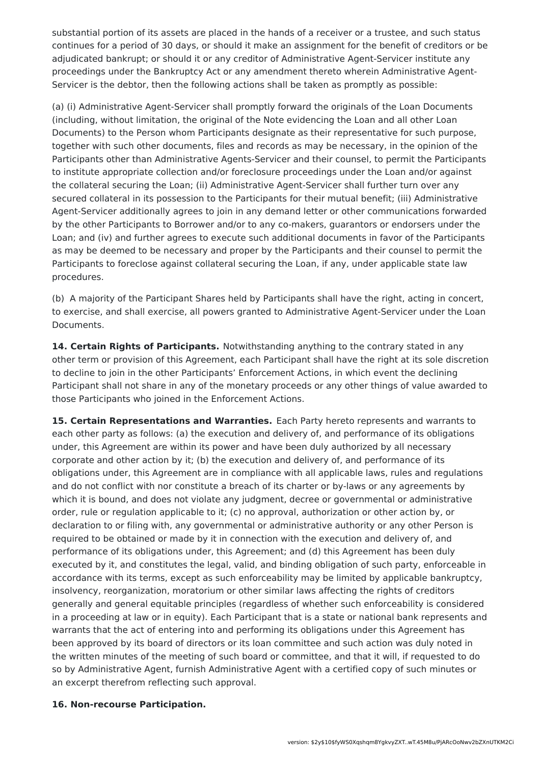substantial portion of its assets are placed in the hands of a receiver or a trustee, and such status continues for a period of 30 days, or should it make an assignment for the benefit of creditors or be adjudicated bankrupt; or should it or any creditor of Administrative Agent-Servicer institute any proceedings under the Bankruptcy Act or any amendment thereto wherein Administrative Agent-Servicer is the debtor, then the following actions shall be taken as promptly as possible:

(a) (i) Administrative Agent-Servicer shall promptly forward the originals of the Loan Documents (including, without limitation, the original of the Note evidencing the Loan and all other Loan Documents) to the Person whom Participants designate as their representative for such purpose, together with such other documents, files and records as may be necessary, in the opinion of the Participants other than Administrative Agents-Servicer and their counsel, to permit the Participants to institute appropriate collection and/or foreclosure proceedings under the Loan and/or against the collateral securing the Loan; (ii) Administrative Agent-Servicer shall further turn over any secured collateral in its possession to the Participants for their mutual benefit; (iii) Administrative Agent-Servicer additionally agrees to join in any demand letter or other communications forwarded by the other Participants to Borrower and/or to any co-makers, guarantors or endorsers under the Loan; and (iv) and further agrees to execute such additional documents in favor of the Participants as may be deemed to be necessary and proper by the Participants and their counsel to permit the Participants to foreclose against collateral securing the Loan, if any, under applicable state law procedures.

(b) A majority of the Participant Shares held by Participants shall have the right, acting in concert, to exercise, and shall exercise, all powers granted to Administrative Agent-Servicer under the Loan Documents.

**14. Certain Rights of Participants.** Notwithstanding anything to the contrary stated in any other term or provision of this Agreement, each Participant shall have the right at its sole discretion to decline to join in the other Participants' Enforcement Actions, in which event the declining Participant shall not share in any of the monetary proceeds or any other things of value awarded to those Participants who joined in the Enforcement Actions.

**15. Certain Representations and Warranties.** Each Party hereto represents and warrants to each other party as follows: (a) the execution and delivery of, and performance of its obligations under, this Agreement are within its power and have been duly authorized by all necessary corporate and other action by it; (b) the execution and delivery of, and performance of its obligations under, this Agreement are in compliance with all applicable laws, rules and regulations and do not conflict with nor constitute a breach of its charter or by-laws or any agreements by which it is bound, and does not violate any judgment, decree or governmental or administrative order, rule or regulation applicable to it; (c) no approval, authorization or other action by, or declaration to or filing with, any governmental or administrative authority or any other Person is required to be obtained or made by it in connection with the execution and delivery of, and performance of its obligations under, this Agreement; and (d) this Agreement has been duly executed by it, and constitutes the legal, valid, and binding obligation of such party, enforceable in accordance with its terms, except as such enforceability may be limited by applicable bankruptcy, insolvency, reorganization, moratorium or other similar laws affecting the rights of creditors generally and general equitable principles (regardless of whether such enforceability is considered in a proceeding at law or in equity). Each Participant that is a state or national bank represents and warrants that the act of entering into and performing its obligations under this Agreement has been approved by its board of directors or its loan committee and such action was duly noted in the written minutes of the meeting of such board or committee, and that it will, if requested to do so by Administrative Agent, furnish Administrative Agent with a certified copy of such minutes or an excerpt therefrom reflecting such approval.

**16. Non-recourse Participation.**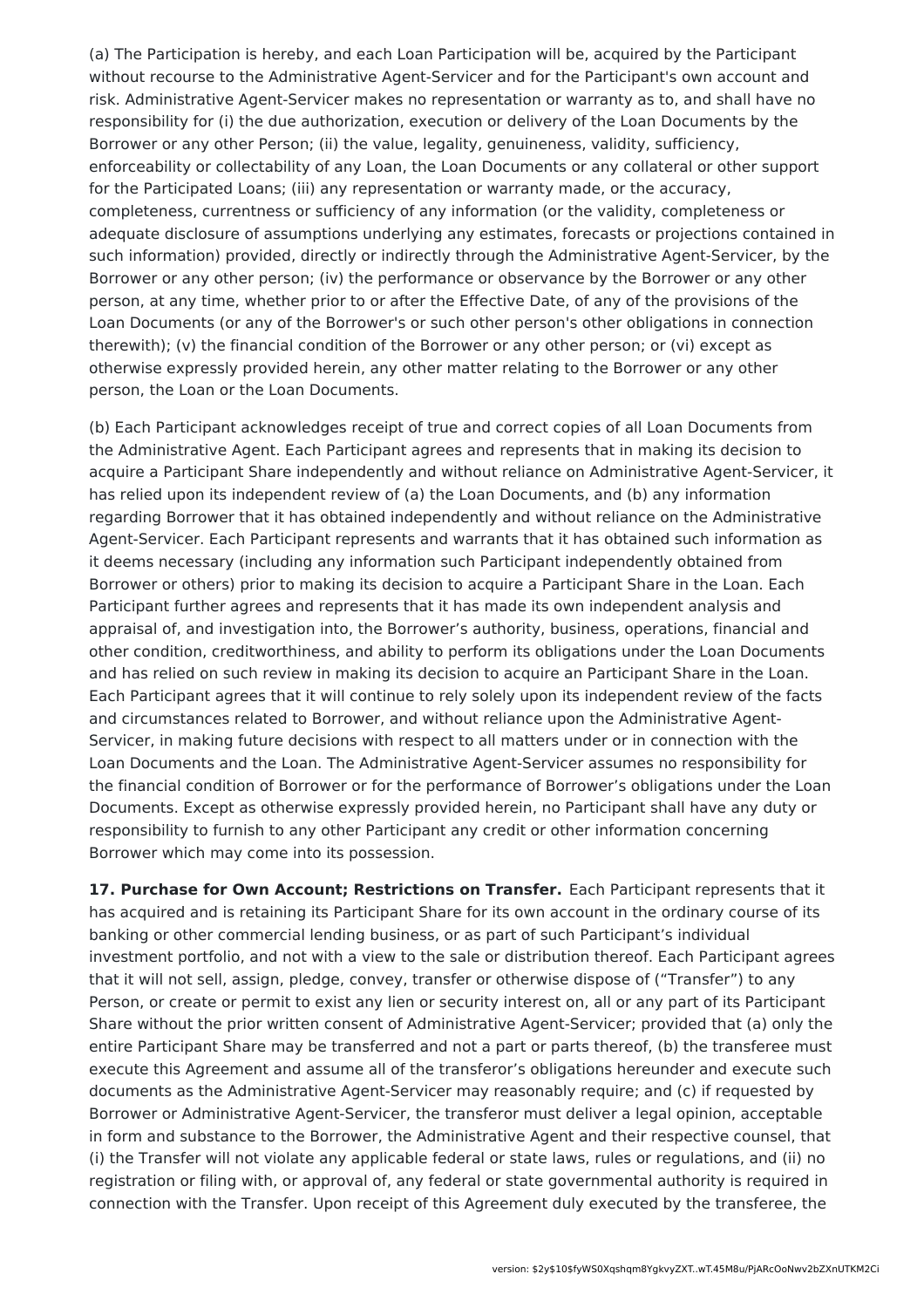(a) The Participation is hereby, and each Loan Participation will be, acquired by the Participant without recourse to the Administrative Agent-Servicer and for the Participant's own account and risk. Administrative Agent-Servicer makes no representation or warranty as to, and shall have no responsibility for (i) the due authorization, execution or delivery of the Loan Documents by the Borrower or any other Person; (ii) the value, legality, genuineness, validity, sufficiency, enforceability or collectability of any Loan, the Loan Documents or any collateral or other support for the Participated Loans; (iii) any representation or warranty made, or the accuracy, completeness, currentness or sufficiency of any information (or the validity, completeness or adequate disclosure of assumptions underlying any estimates, forecasts or projections contained in such information) provided, directly or indirectly through the Administrative Agent-Servicer, by the Borrower or any other person; (iv) the performance or observance by the Borrower or any other person, at any time, whether prior to or after the Effective Date, of any of the provisions of the Loan Documents (or any of the Borrower's or such other person's other obligations in connection therewith); (v) the financial condition of the Borrower or any other person; or (vi) except as otherwise expressly provided herein, any other matter relating to the Borrower or any other person, the Loan or the Loan Documents.

(b) Each Participant acknowledges receipt of true and correct copies of all Loan Documents from the Administrative Agent. Each Participant agrees and represents that in making its decision to acquire a Participant Share independently and without reliance on Administrative Agent-Servicer, it has relied upon its independent review of (a) the Loan Documents, and (b) any information regarding Borrower that it has obtained independently and without reliance on the Administrative Agent-Servicer. Each Participant represents and warrants that it has obtained such information as it deems necessary (including any information such Participant independently obtained from Borrower or others) prior to making its decision to acquire a Participant Share in the Loan. Each Participant further agrees and represents that it has made its own independent analysis and appraisal of, and investigation into, the Borrower’s authority, business, operations, financial and other condition, creditworthiness, and ability to perform its obligations under the Loan Documents and has relied on such review in making its decision to acquire an Participant Share in the Loan. Each Participant agrees that it will continue to rely solely upon its independent review of the facts and circumstances related to Borrower, and without reliance upon the Administrative Agent-Servicer, in making future decisions with respect to all matters under or in connection with the Loan Documents and the Loan. The Administrative Agent-Servicer assumes no responsibility for the financial condition of Borrower or for the performance of Borrower’s obligations under the Loan Documents. Except as otherwise expressly provided herein, no Participant shall have any duty or responsibility to furnish to any other Participant any credit or other information concerning Borrower which may come into its possession.

**17. Purchase for Own Account; Restrictions on Transfer.** Each Participant represents that it has acquired and is retaining its Participant Share for its own account in the ordinary course of its banking or other commercial lending business, or as part of such Participant’s individual investment portfolio, and not with a view to the sale or distribution thereof. Each Participant agrees that it will not sell, assign, pledge, convey, transfer or otherwise dispose of (“Transfer”) to any Person, or create or permit to exist any lien or security interest on, all or any part of its Participant Share without the prior written consent of Administrative Agent-Servicer; provided that (a) only the entire Participant Share may be transferred and not a part or parts thereof, (b) the transferee must execute this Agreement and assume all of the transferor’s obligations hereunder and execute such documents as the Administrative Agent-Servicer may reasonably require; and (c) if requested by Borrower or Administrative Agent-Servicer, the transferor must deliver a legal opinion, acceptable in form and substance to the Borrower, the Administrative Agent and their respective counsel, that (i) the Transfer will not violate any applicable federal or state laws, rules or regulations, and (ii) no registration or filing with, or approval of, any federal or state governmental authority is required in connection with the Transfer. Upon receipt of this Agreement duly executed by the transferee, the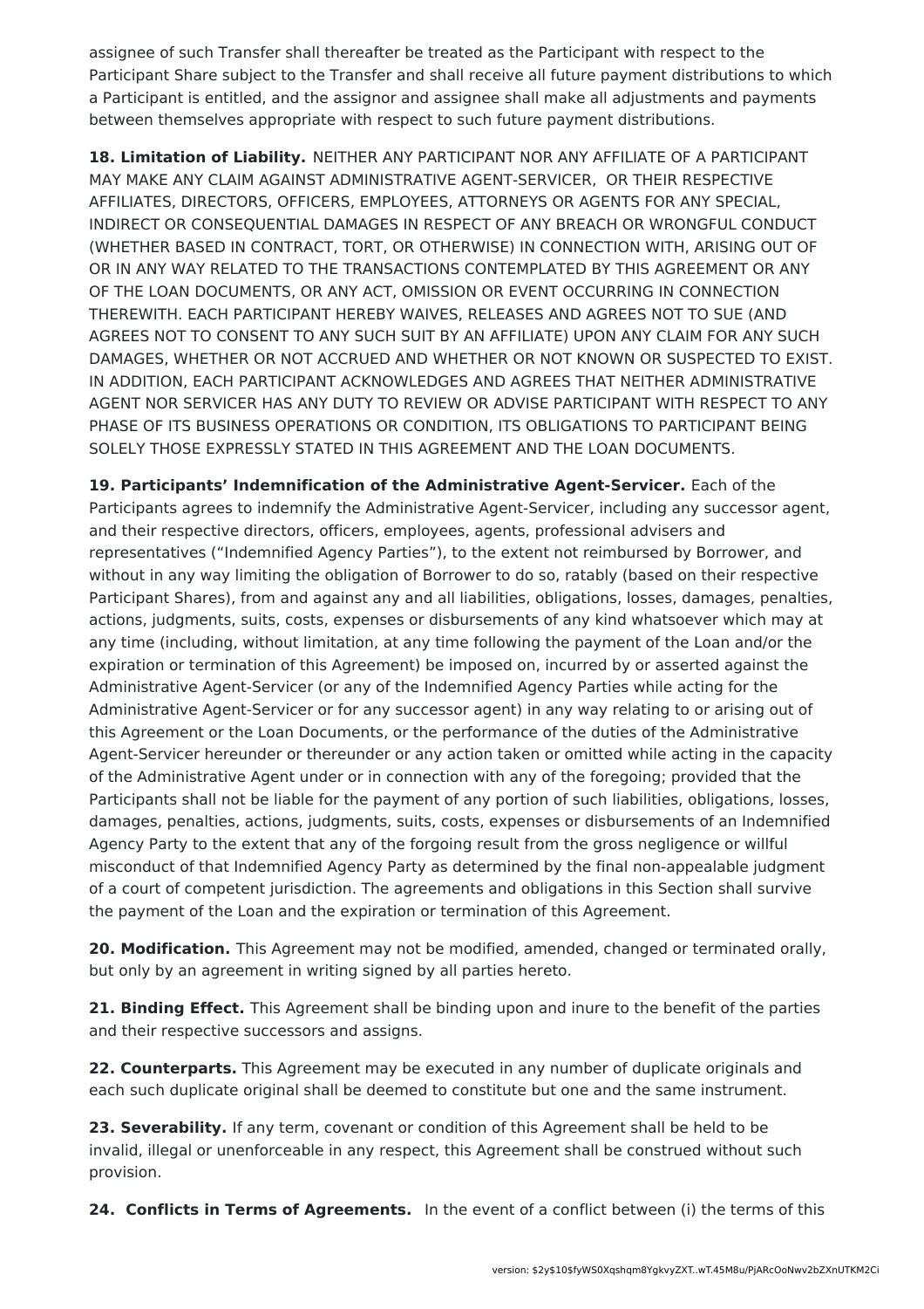assignee of such Transfer shall thereafter be treated as the Participant with respect to the Participant Share subject to the Transfer and shall receive all future payment distributions to which a Participant is entitled, and the assignor and assignee shall make all adjustments and payments between themselves appropriate with respect to such future payment distributions.

**18. Limitation of Liability.** NEITHER ANY PARTICIPANT NOR ANY AFFILIATE OF A PARTICIPANT MAY MAKE ANY CLAIM AGAINST ADMINISTRATIVE AGENT-SERVICER, OR THEIR RESPECTIVE AFFILIATES, DIRECTORS, OFFICERS, EMPLOYEES, ATTORNEYS OR AGENTS FOR ANY SPECIAL, INDIRECT OR CONSEQUENTIAL DAMAGES IN RESPECT OF ANY BREACH OR WRONGFUL CONDUCT (WHETHER BASED IN CONTRACT, TORT, OR OTHERWISE) IN CONNECTION WITH, ARISING OUT OF OR IN ANY WAY RELATED TO THE TRANSACTIONS CONTEMPLATED BY THIS AGREEMENT OR ANY OF THE LOAN DOCUMENTS, OR ANY ACT, OMISSION OR EVENT OCCURRING IN CONNECTION THEREWITH. EACH PARTICIPANT HEREBY WAIVES, RELEASES AND AGREES NOT TO SUE (AND AGREES NOT TO CONSENT TO ANY SUCH SUIT BY AN AFFILIATE) UPON ANY CLAIM FOR ANY SUCH DAMAGES, WHETHER OR NOT ACCRUED AND WHETHER OR NOT KNOWN OR SUSPECTED TO EXIST. IN ADDITION, EACH PARTICIPANT ACKNOWLEDGES AND AGREES THAT NEITHER ADMINISTRATIVE AGENT NOR SERVICER HAS ANY DUTY TO REVIEW OR ADVISE PARTICIPANT WITH RESPECT TO ANY PHASE OF ITS BUSINESS OPERATIONS OR CONDITION, ITS OBLIGATIONS TO PARTICIPANT BEING SOLELY THOSE EXPRESSLY STATED IN THIS AGREEMENT AND THE LOAN DOCUMENTS.

**19. Participants' Indemnification of the Administrative Agent-Servicer.** Each of the Participants agrees to indemnify the Administrative Agent-Servicer, including any successor agent, and their respective directors, officers, employees, agents, professional advisers and representatives ("Indemnified Agency Parties"), to the extent not reimbursed by Borrower, and without in any way limiting the obligation of Borrower to do so, ratably (based on their respective Participant Shares), from and against any and all liabilities, obligations, losses, damages, penalties, actions, judgments, suits, costs, expenses or disbursements of any kind whatsoever which may at any time (including, without limitation, at any time following the payment of the Loan and/or the expiration or termination of this Agreement) be imposed on, incurred by or asserted against the Administrative Agent-Servicer (or any of the Indemnified Agency Parties while acting for the Administrative Agent-Servicer or for any successor agent) in any way relating to or arising out of this Agreement or the Loan Documents, or the performance of the duties of the Administrative Agent-Servicer hereunder or thereunder or any action taken or omitted while acting in the capacity of the Administrative Agent under or in connection with any of the foregoing; provided that the Participants shall not be liable for the payment of any portion of such liabilities, obligations, losses, damages, penalties, actions, judgments, suits, costs, expenses or disbursements of an Indemnified Agency Party to the extent that any of the forgoing result from the gross negligence or willful misconduct of that Indemnified Agency Party as determined by the final non-appealable judgment of a court of competent jurisdiction. The agreements and obligations in this Section shall survive the payment of the Loan and the expiration or termination of this Agreement.

**20. Modification.** This Agreement may not be modified, amended, changed or terminated orally, but only by an agreement in writing signed by all parties hereto.

**21. Binding Effect.** This Agreement shall be binding upon and inure to the benefit of the parties and their respective successors and assigns.

**22. Counterparts.** This Agreement may be executed in any number of duplicate originals and each such duplicate original shall be deemed to constitute but one and the same instrument.

**23. Severability.** If any term, covenant or condition of this Agreement shall be held to be invalid, illegal or unenforceable in any respect, this Agreement shall be construed without such provision.

**24. Conflicts in Terms of Agreements.** In the event of a conflict between (i) the terms of this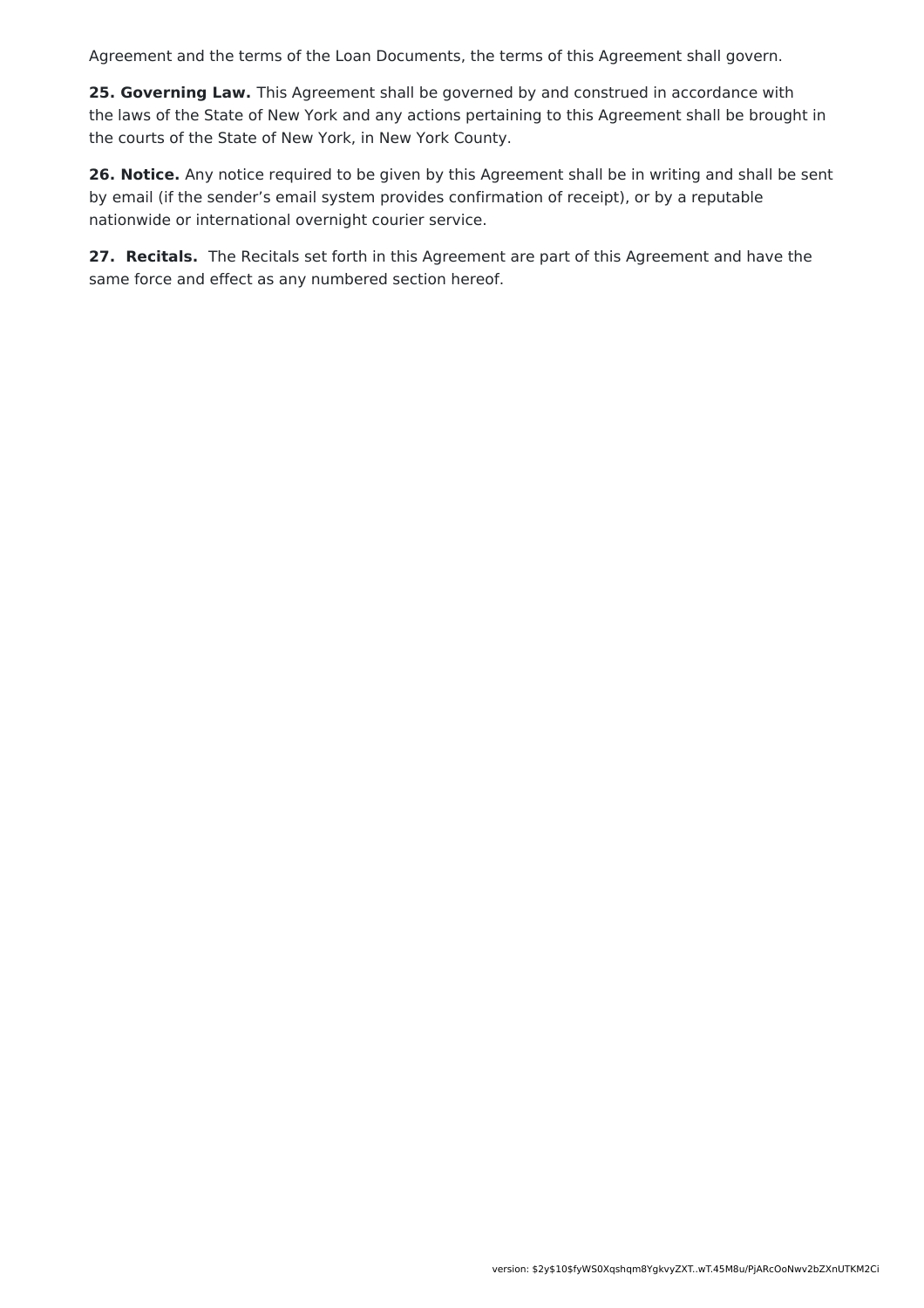Agreement and the terms of the Loan Documents, the terms of this Agreement shall govern.

**25. Governing Law.** This Agreement shall be governed by and construed in accordance with the laws of the State of New York and any actions pertaining to this Agreement shall be brought in the courts of the State of New York, in New York County.

**26. Notice.** Any notice required to be given by this Agreement shall be in writing and shall be sent by email (if the sender's email system provides confirmation of receipt), or by a reputable nationwide or international overnight courier service.

**27. Recitals.** The Recitals set forth in this Agreement are part of this Agreement and have the same force and effect as any numbered section hereof.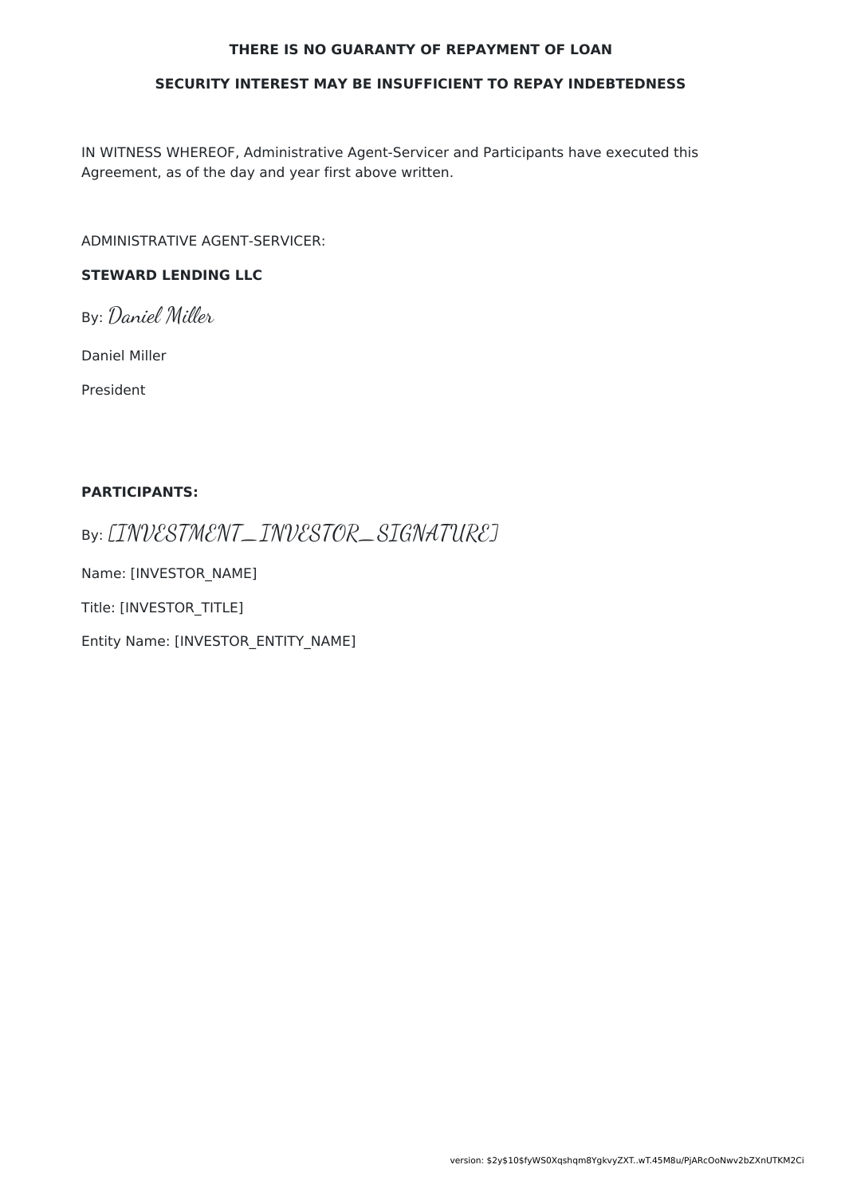**THERE IS NO GUARANTY OF REPAYMENT OF LOAN**

**SECURITY INTEREST MAY BE INSUFFICIENT TO REPAY INDEBTEDNESS**

IN WITNESS WHEREOF, Administrative Agent-Servicer and Participants have executed this Agreement, as of the day and year first above written.

ADMINISTRATIVE AGENT-SERVICER:

**STEWARD LENDING LLC**

By: *Daniel Miller*

Daniel Miller

President

**PARTICIPANTS:**

By: *[INVESTMENT_INVESTOR_SIGNATURE]*

Name: [INVESTOR_NAME]

Title: [INVESTOR_TITLE]

Entity Name: [INVESTOR_ENTITY_NAME]

version: $2y$10$fyWS0Xqshqm8YgkvyZXT..wT.45M8u/PjARcOoNwv2bZXnUTKM2Ci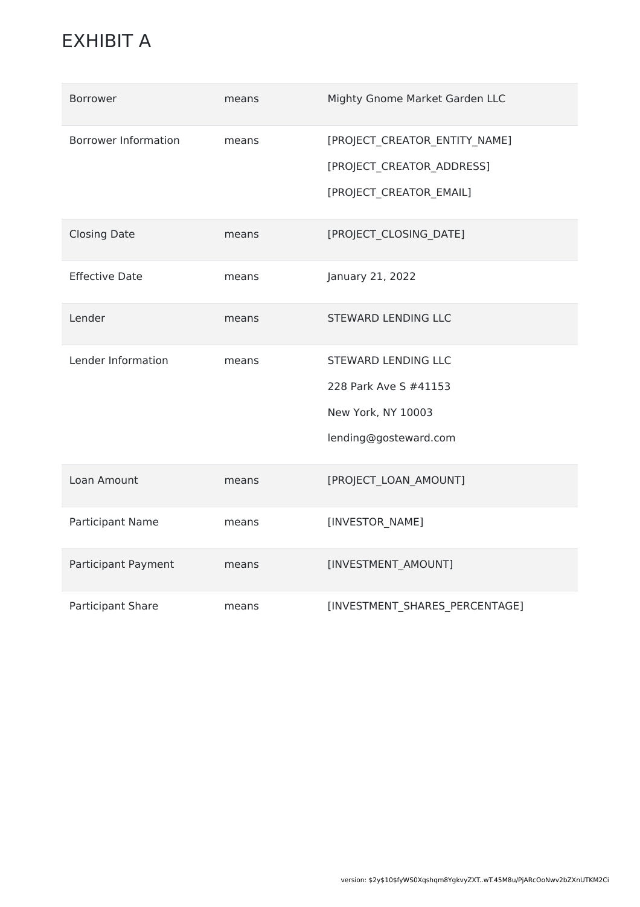# EXHIBIT A

| | | |
|---|---|---|
| Borrower | means | Mighty Gnome Market Garden LLC |
| Borrower Information | means | [PROJECT_CREATOR_ENTITY_NAME]<br>[PROJECT_CREATOR_ADDRESS]<br>[PROJECT_CREATOR_EMAIL] |
| Closing Date | means | [PROJECT_CLOSING_DATE] |
| Effective Date | means | January 21, 2022 |
| Lender | means | STEWARD LENDING LLC |
| Lender Information | means | STEWARD LENDING LLC<br>228 Park Ave S #41153<br>New York, NY 10003<br>lending@gosteward.com |
| Loan Amount | means | [PROJECT_LOAN_AMOUNT] |
| Participant Name | means | [INVESTOR_NAME] |
| Participant Payment | means | [INVESTMENT_AMOUNT] |
| Participant Share | means | [INVESTMENT_SHARES_PERCENTAGE] |

version: $2y$10$fyWS0Xqshqm8YgkvyZXT..wT.45M8u/PjARcOoNwv2bZXnUTKM2Ci